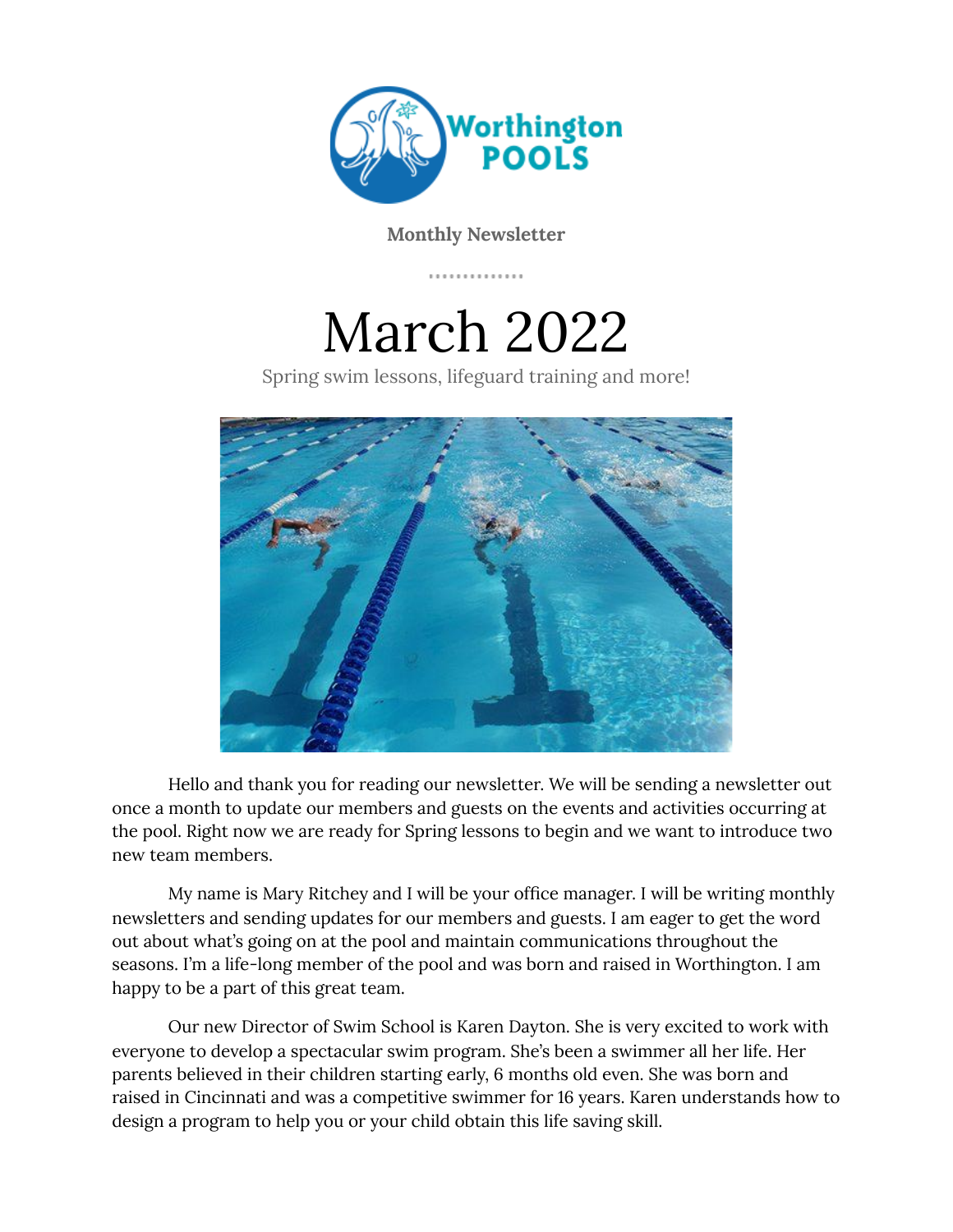Worthington POOLS

**Monthly Newsletter**

# March 2022

Spring swim lessons, lifeguard training and more!

Hello and thank you for reading our newsletter. We will be sending a newsletter out once a month to update our members and guests on the events and activities occurring at the pool. Right now we are ready for Spring lessons to begin and we want to introduce two new team members.

My name is Mary Ritchey and I will be your office manager. I will be writing monthly newsletters and sending updates for our members and guests. I am eager to get the word out about what's going on at the pool and maintain communications throughout the seasons. I'm a life-long member of the pool and was born and raised in Worthington. I am happy to be a part of this great team.

Our new Director of Swim School is Karen Dayton. She is very excited to work with everyone to develop a spectacular swim program. She's been a swimmer all her life. Her parents believed in their children starting early, 6 months old even. She was born and raised in Cincinnati and was a competitive swimmer for 16 years. Karen understands how to design a program to help you or your child obtain this life saving skill.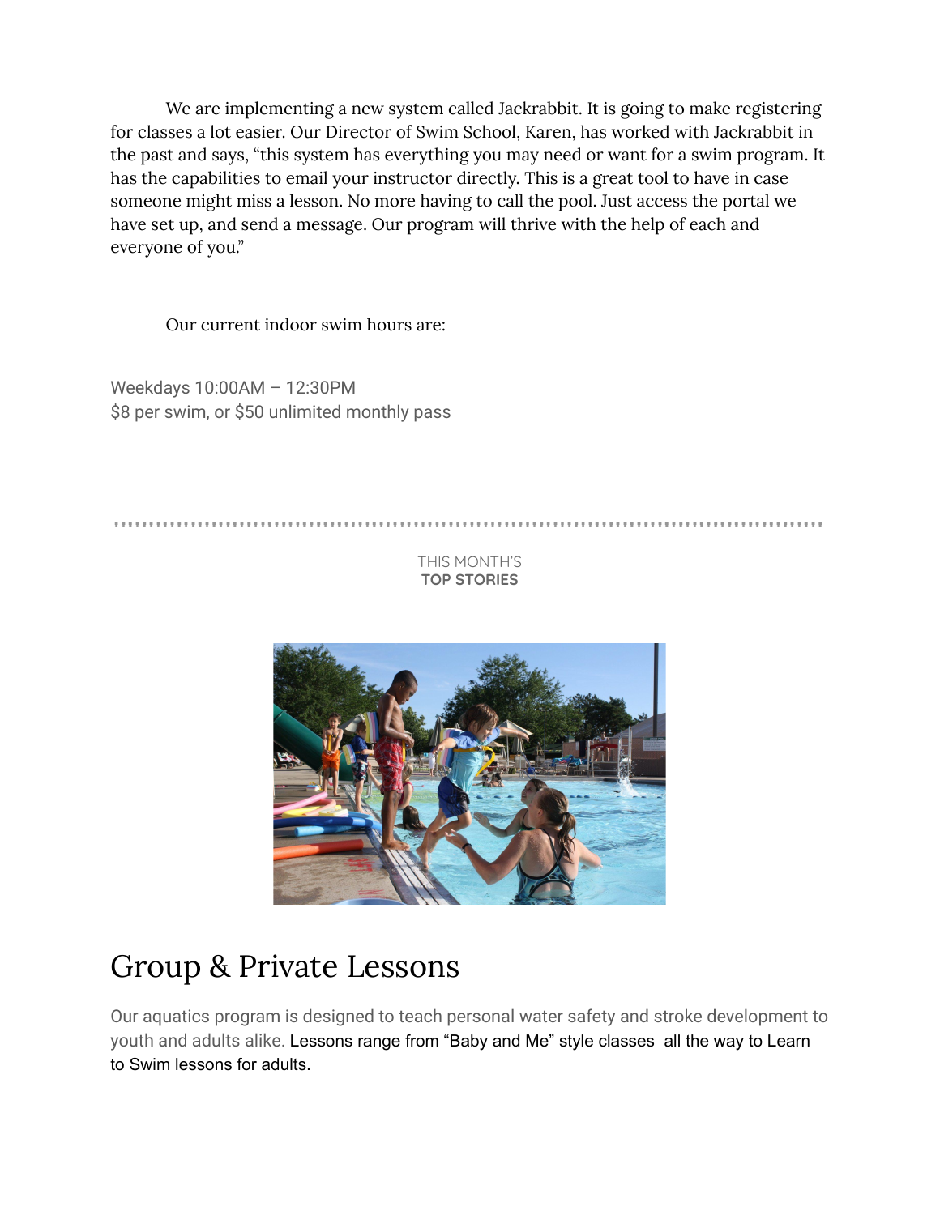We are implementing a new system called Jackrabbit. It is going to make registering for classes a lot easier. Our Director of Swim School, Karen, has worked with Jackrabbit in the past and says, "this system has everything you may need or want for a swim program. It has the capabilities to email your instructor directly. This is a great tool to have in case someone might miss a lesson. No more having to call the pool. Just access the portal we have set up, and send a message. Our program will thrive with the help of each and everyone of you."

Our current indoor swim hours are:

Weekdays 10:00AM – 12:30PM
$8 per swim, or $50 unlimited monthly pass

---

THIS MONTH'S
**TOP STORIES**

# Group & Private Lessons

Our aquatics program is designed to teach personal water safety and stroke development to youth and adults alike. Lessons range from "Baby and Me" style classes all the way to Learn to Swim lessons for adults.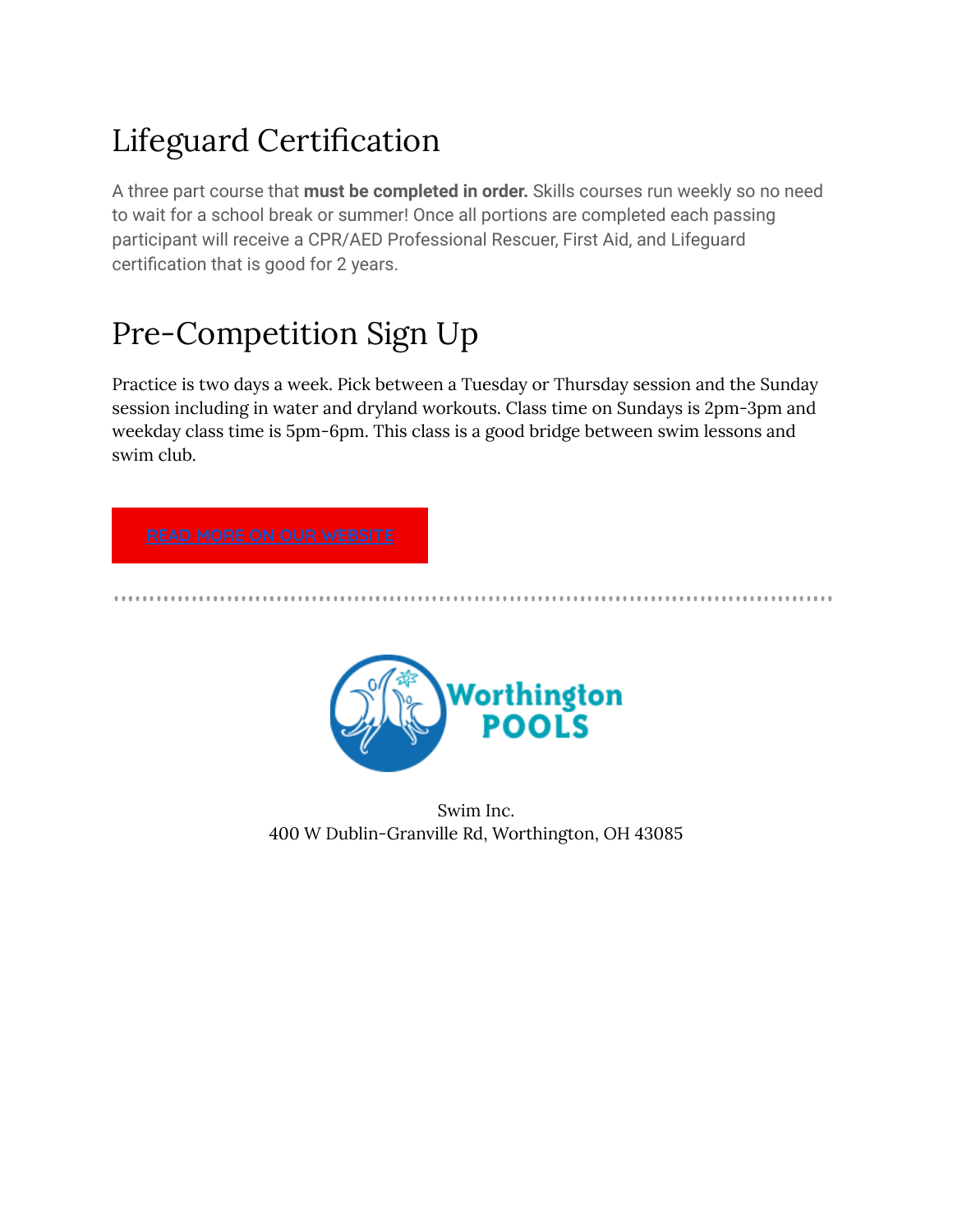# Lifeguard Certification

A three part course that **must be completed in order.** Skills courses run weekly so no need to wait for a school break or summer! Once all portions are completed each passing participant will receive a CPR/AED Professional Rescuer, First Aid, and Lifeguard certification that is good for 2 years.

# Pre-Competition Sign Up

Practice is two days a week. Pick between a Tuesday or Thursday session and the Sunday session including in water and dryland workouts. Class time on Sundays is 2pm-3pm and weekday class time is 5pm-6pm. This class is a good bridge between swim lessons and swim club.

READ MORE ON OUR WEBSITE

Worthington POOLS

Swim Inc.
400 W Dublin-Granville Rd, Worthington, OH 43085